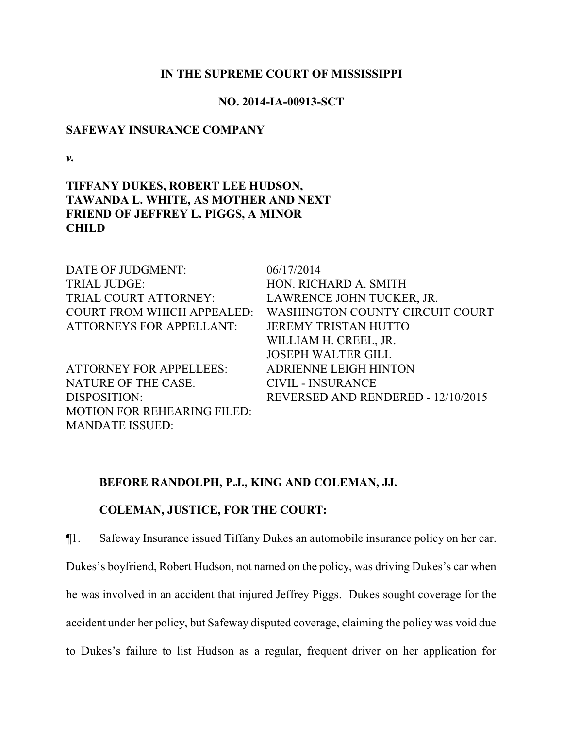**IN THE SUPREME COURT OF MISSISSIPPI**

**NO. 2014-IA-00913-SCT**

**SAFEWAY INSURANCE COMPANY**

***v.***

**TIFFANY DUKES, ROBERT LEE HUDSON, TAWANDA L. WHITE, AS MOTHER AND NEXT FRIEND OF JEFFREY L. PIGGS, A MINOR CHILD**

| | |
|---|---|
| DATE OF JUDGMENT: | 06/17/2014 |
| TRIAL JUDGE: | HON. RICHARD A. SMITH |
| TRIAL COURT ATTORNEY: | LAWRENCE JOHN TUCKER, JR. |
| COURT FROM WHICH APPEALED: | WASHINGTON COUNTY CIRCUIT COURT |
| ATTORNEYS FOR APPELLANT: | JEREMY TRISTAN HUTTO<br>WILLIAM H. CREEL, JR.<br>JOSEPH WALTER GILL |
| ATTORNEY FOR APPELLEES: | ADRIENNE LEIGH HINTON |
| NATURE OF THE CASE: | CIVIL - INSURANCE |
| DISPOSITION: | REVERSED AND RENDERED - 12/10/2015 |
| MOTION FOR REHEARING FILED: | |
| MANDATE ISSUED: | |

**BEFORE RANDOLPH, P.J., KING AND COLEMAN, JJ.**

**COLEMAN, JUSTICE, FOR THE COURT:**

¶1. Safeway Insurance issued Tiffany Dukes an automobile insurance policy on her car. Dukes's boyfriend, Robert Hudson, not named on the policy, was driving Dukes's car when he was involved in an accident that injured Jeffrey Piggs. Dukes sought coverage for the accident under her policy, but Safeway disputed coverage, claiming the policy was void due to Dukes's failure to list Hudson as a regular, frequent driver on her application for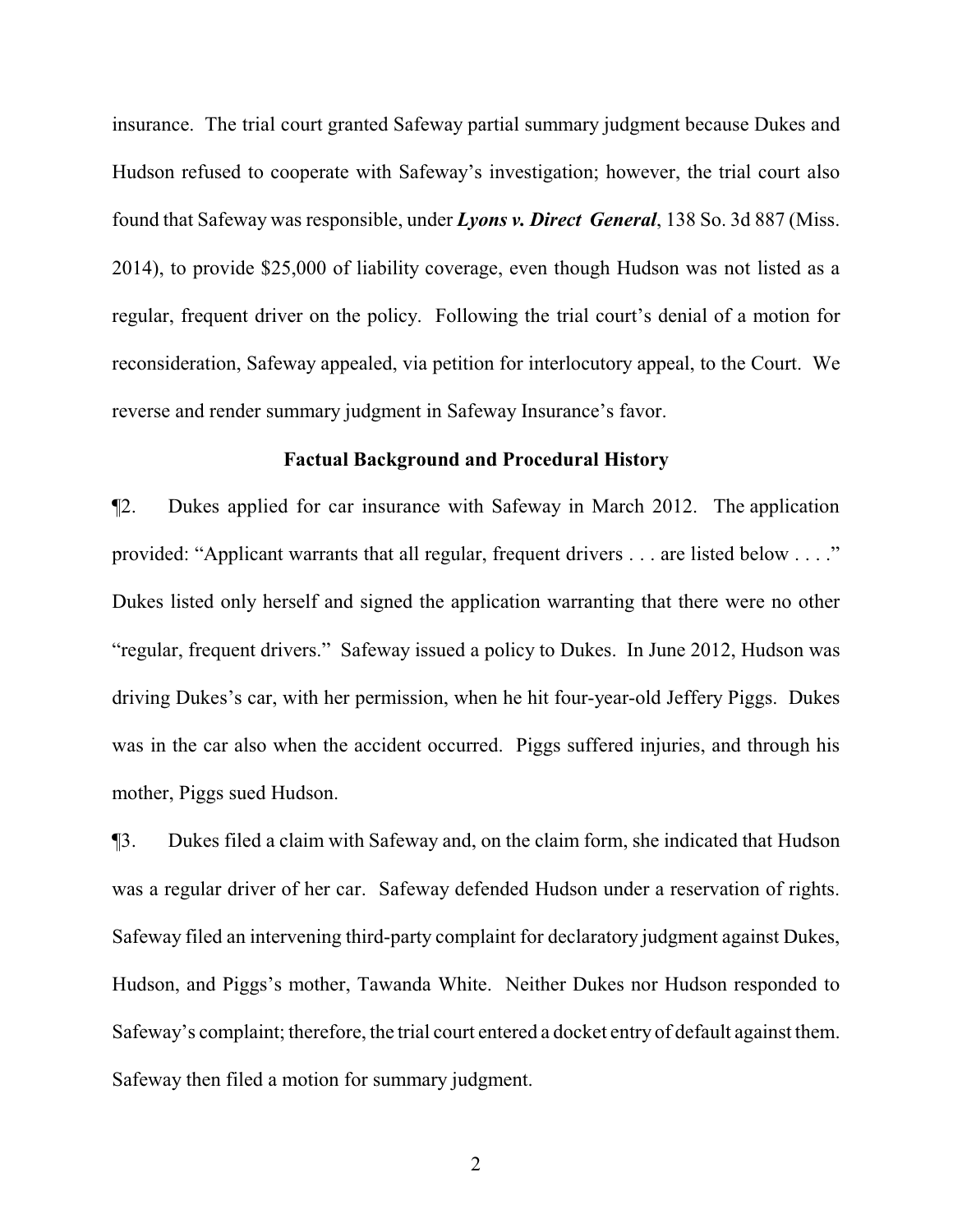insurance. The trial court granted Safeway partial summary judgment because Dukes and Hudson refused to cooperate with Safeway's investigation; however, the trial court also found that Safeway was responsible, under ***Lyons v. Direct General***, 138 So. 3d 887 (Miss. 2014), to provide $25,000 of liability coverage, even though Hudson was not listed as a regular, frequent driver on the policy. Following the trial court's denial of a motion for reconsideration, Safeway appealed, via petition for interlocutory appeal, to the Court. We reverse and render summary judgment in Safeway Insurance's favor.

## Factual Background and Procedural History

¶2. Dukes applied for car insurance with Safeway in March 2012. The application provided: "Applicant warrants that all regular, frequent drivers . . . are listed below . . . ." Dukes listed only herself and signed the application warranting that there were no other "regular, frequent drivers." Safeway issued a policy to Dukes. In June 2012, Hudson was driving Dukes's car, with her permission, when he hit four-year-old Jeffery Piggs. Dukes was in the car also when the accident occurred. Piggs suffered injuries, and through his mother, Piggs sued Hudson.

¶3. Dukes filed a claim with Safeway and, on the claim form, she indicated that Hudson was a regular driver of her car. Safeway defended Hudson under a reservation of rights. Safeway filed an intervening third-party complaint for declaratory judgment against Dukes, Hudson, and Piggs's mother, Tawanda White. Neither Dukes nor Hudson responded to Safeway's complaint; therefore, the trial court entered a docket entry of default against them. Safeway then filed a motion for summary judgment.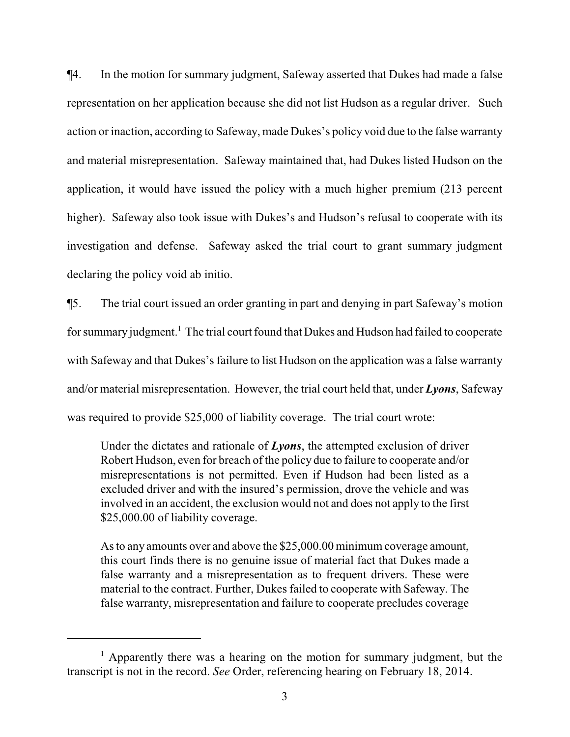¶4. In the motion for summary judgment, Safeway asserted that Dukes had made a false representation on her application because she did not list Hudson as a regular driver. Such action or inaction, according to Safeway, made Dukes's policy void due to the false warranty and material misrepresentation. Safeway maintained that, had Dukes listed Hudson on the application, it would have issued the policy with a much higher premium (213 percent higher). Safeway also took issue with Dukes's and Hudson's refusal to cooperate with its investigation and defense. Safeway asked the trial court to grant summary judgment declaring the policy void ab initio.

¶5. The trial court issued an order granting in part and denying in part Safeway's motion for summary judgment.[1] The trial court found that Dukes and Hudson had failed to cooperate with Safeway and that Dukes's failure to list Hudson on the application was a false warranty and/or material misrepresentation. However, the trial court held that, under ***Lyons***, Safeway was required to provide $25,000 of liability coverage. The trial court wrote:

> Under the dictates and rationale of ***Lyons***, the attempted exclusion of driver Robert Hudson, even for breach of the policy due to failure to cooperate and/or misrepresentations is not permitted. Even if Hudson had been listed as a excluded driver and with the insured's permission, drove the vehicle and was involved in an accident, the exclusion would not and does not apply to the first $25,000.00 of liability coverage.
>
> As to any amounts over and above the $25,000.00 minimum coverage amount, this court finds there is no genuine issue of material fact that Dukes made a false warranty and a misrepresentation as to frequent drivers. These were material to the contract. Further, Dukes failed to cooperate with Safeway. The false warranty, misrepresentation and failure to cooperate precludes coverage

---

[1] Apparently there was a hearing on the motion for summary judgment, but the transcript is not in the record. *See* Order, referencing hearing on February 18, 2014.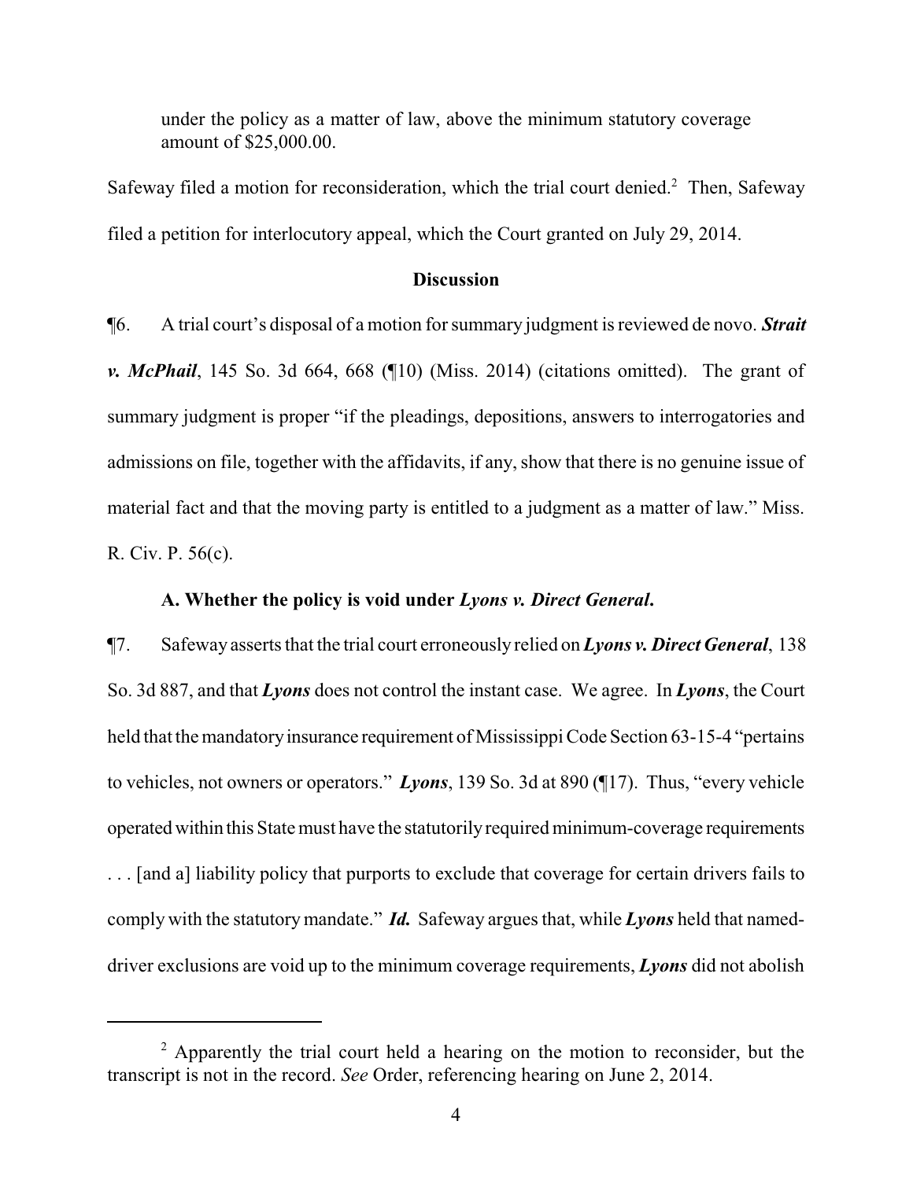under the policy as a matter of law, above the minimum statutory coverage amount of $25,000.00.

Safeway filed a motion for reconsideration, which the trial court denied.[2] Then, Safeway filed a petition for interlocutory appeal, which the Court granted on July 29, 2014.

## Discussion

¶6. A trial court's disposal of a motion for summary judgment is reviewed de novo. ***Strait v. McPhail***, 145 So. 3d 664, 668 (¶10) (Miss. 2014) (citations omitted). The grant of summary judgment is proper "if the pleadings, depositions, answers to interrogatories and admissions on file, together with the affidavits, if any, show that there is no genuine issue of material fact and that the moving party is entitled to a judgment as a matter of law." Miss. R. Civ. P. 56(c).

### A. Whether the policy is void under *Lyons v. Direct General*.

¶7. Safeway asserts that the trial court erroneously relied on ***Lyons v. Direct General***, 138 So. 3d 887, and that ***Lyons*** does not control the instant case. We agree. In ***Lyons***, the Court held that the mandatory insurance requirement of Mississippi Code Section 63-15-4 "pertains to vehicles, not owners or operators." ***Lyons***, 139 So. 3d at 890 (¶17). Thus, "every vehicle operated within this State must have the statutorily required minimum-coverage requirements . . . [and a] liability policy that purports to exclude that coverage for certain drivers fails to comply with the statutory mandate." ***Id.*** Safeway argues that, while ***Lyons*** held that named-driver exclusions are void up to the minimum coverage requirements, ***Lyons*** did not abolish

[2] Apparently the trial court held a hearing on the motion to reconsider, but the transcript is not in the record. *See* Order, referencing hearing on June 2, 2014.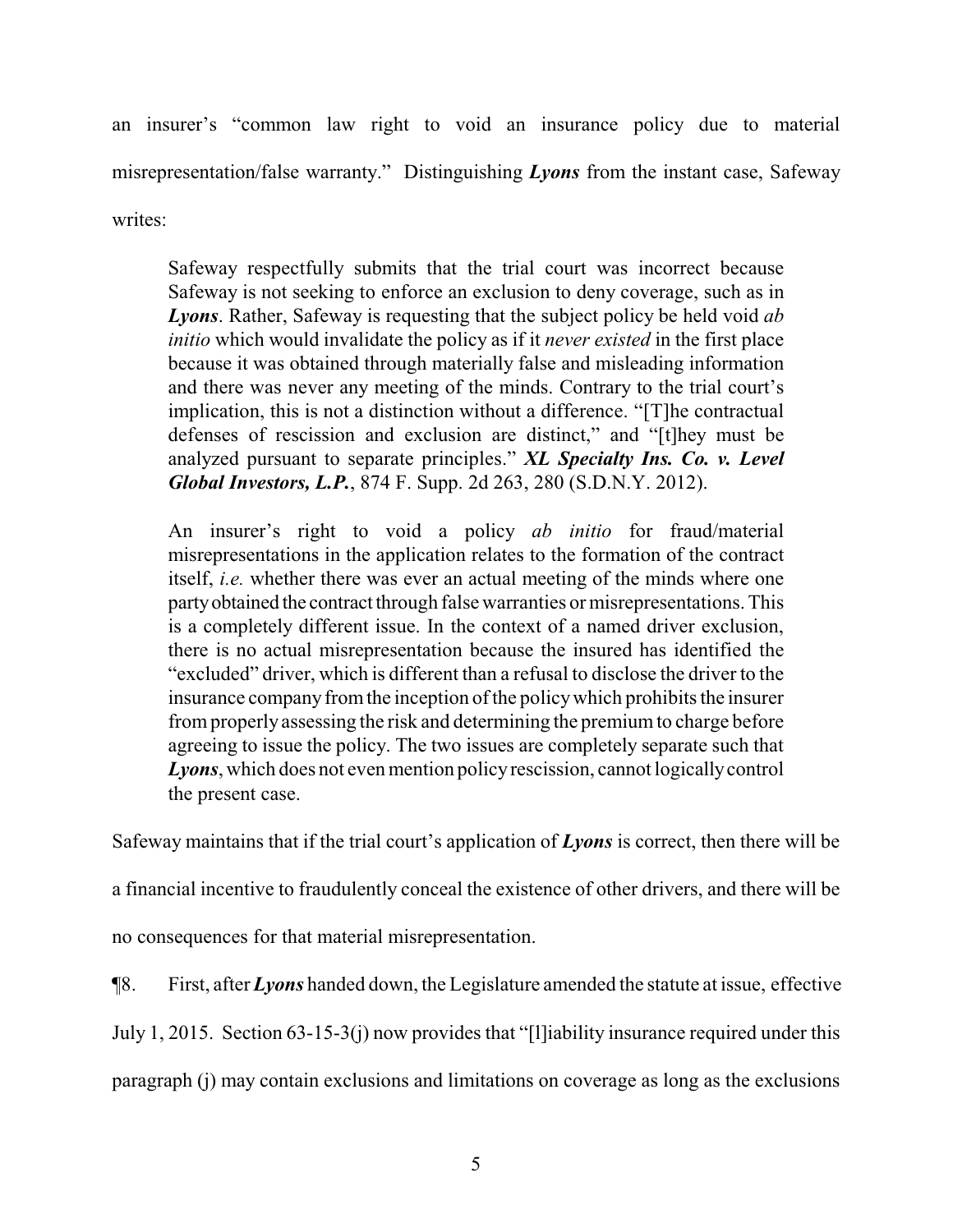an insurer's "common law right to void an insurance policy due to material misrepresentation/false warranty." Distinguishing ***Lyons*** from the instant case, Safeway writes:

> Safeway respectfully submits that the trial court was incorrect because Safeway is not seeking to enforce an exclusion to deny coverage, such as in ***Lyons***. Rather, Safeway is requesting that the subject policy be held void *ab initio* which would invalidate the policy as if it *never existed* in the first place because it was obtained through materially false and misleading information and there was never any meeting of the minds. Contrary to the trial court's implication, this is not a distinction without a difference. "[T]he contractual defenses of rescission and exclusion are distinct," and "[t]hey must be analyzed pursuant to separate principles." ***XL Specialty Ins. Co. v. Level Global Investors, L.P.***, 874 F. Supp. 2d 263, 280 (S.D.N.Y. 2012).
>
> An insurer's right to void a policy *ab initio* for fraud/material misrepresentations in the application relates to the formation of the contract itself, *i.e.* whether there was ever an actual meeting of the minds where one party obtained the contract through false warranties or misrepresentations. This is a completely different issue. In the context of a named driver exclusion, there is no actual misrepresentation because the insured has identified the "excluded" driver, which is different than a refusal to disclose the driver to the insurance company from the inception of the policy which prohibits the insurer from properly assessing the risk and determining the premium to charge before agreeing to issue the policy. The two issues are completely separate such that ***Lyons***, which does not even mention policy rescission, cannot logically control the present case.

Safeway maintains that if the trial court's application of ***Lyons*** is correct, then there will be a financial incentive to fraudulently conceal the existence of other drivers, and there will be no consequences for that material misrepresentation.

¶8. First, after ***Lyons*** handed down, the Legislature amended the statute at issue, effective July 1, 2015. Section 63-15-3(j) now provides that "[l]iability insurance required under this paragraph (j) may contain exclusions and limitations on coverage as long as the exclusions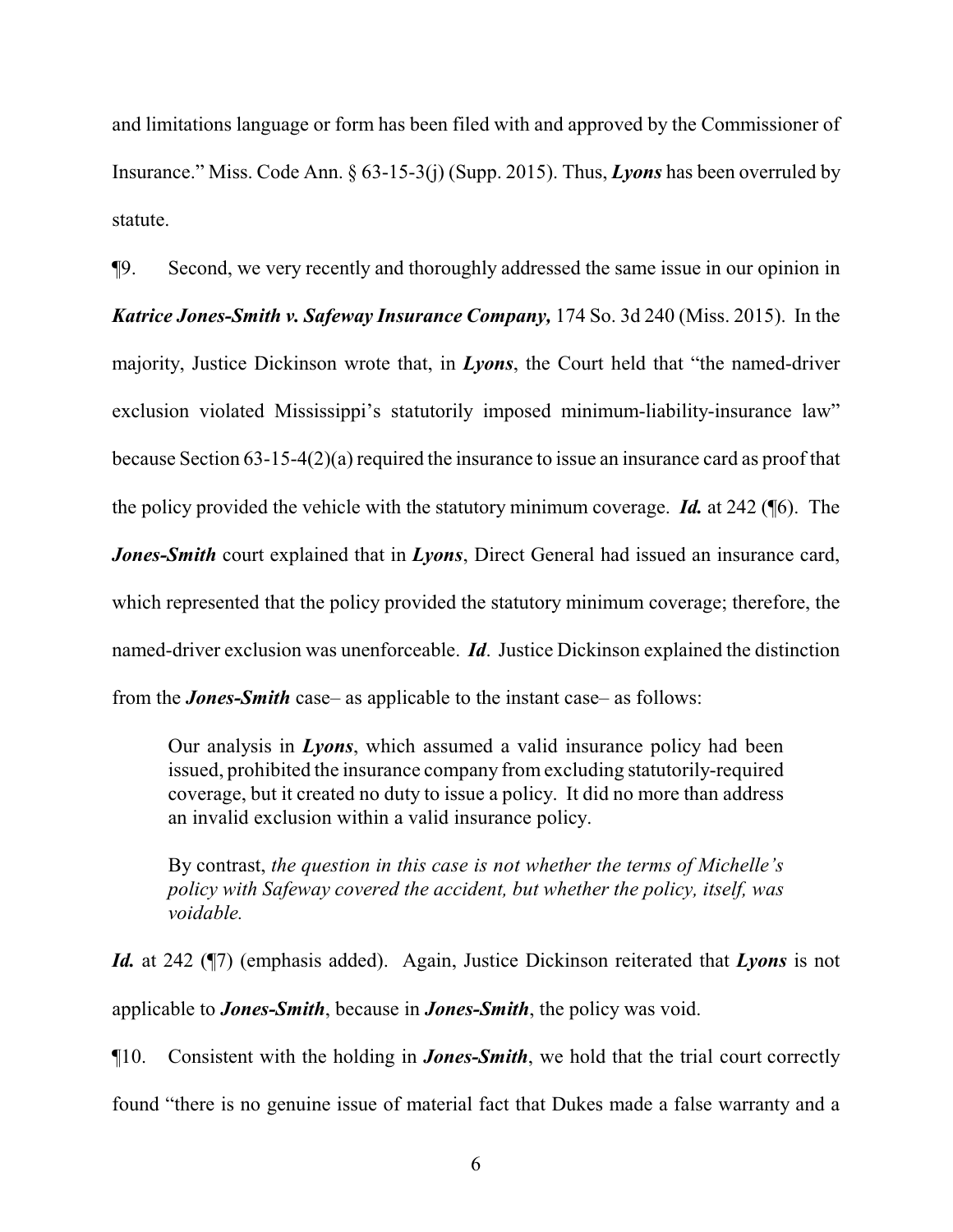and limitations language or form has been filed with and approved by the Commissioner of Insurance." Miss. Code Ann. § 63-15-3(j) (Supp. 2015). Thus, ***Lyons*** has been overruled by statute.

¶9. Second, we very recently and thoroughly addressed the same issue in our opinion in ***Katrice Jones-Smith v. Safeway Insurance Company,*** 174 So. 3d 240 (Miss. 2015). In the majority, Justice Dickinson wrote that, in ***Lyons***, the Court held that "the named-driver exclusion violated Mississippi's statutorily imposed minimum-liability-insurance law" because Section 63-15-4(2)(a) required the insurance to issue an insurance card as proof that the policy provided the vehicle with the statutory minimum coverage. ***Id.*** at 242 (¶6). The ***Jones-Smith*** court explained that in ***Lyons***, Direct General had issued an insurance card, which represented that the policy provided the statutory minimum coverage; therefore, the named-driver exclusion was unenforceable. ***Id***. Justice Dickinson explained the distinction from the ***Jones-Smith*** case– as applicable to the instant case– as follows:

> Our analysis in ***Lyons***, which assumed a valid insurance policy had been issued, prohibited the insurance company from excluding statutorily-required coverage, but it created no duty to issue a policy. It did no more than address an invalid exclusion within a valid insurance policy.
>
> By contrast, *the question in this case is not whether the terms of Michelle's policy with Safeway covered the accident, but whether the policy, itself, was voidable.*

***Id.*** at 242 (¶7) (emphasis added). Again, Justice Dickinson reiterated that ***Lyons*** is not applicable to ***Jones-Smith***, because in ***Jones-Smith***, the policy was void.

¶10. Consistent with the holding in ***Jones-Smith***, we hold that the trial court correctly found "there is no genuine issue of material fact that Dukes made a false warranty and a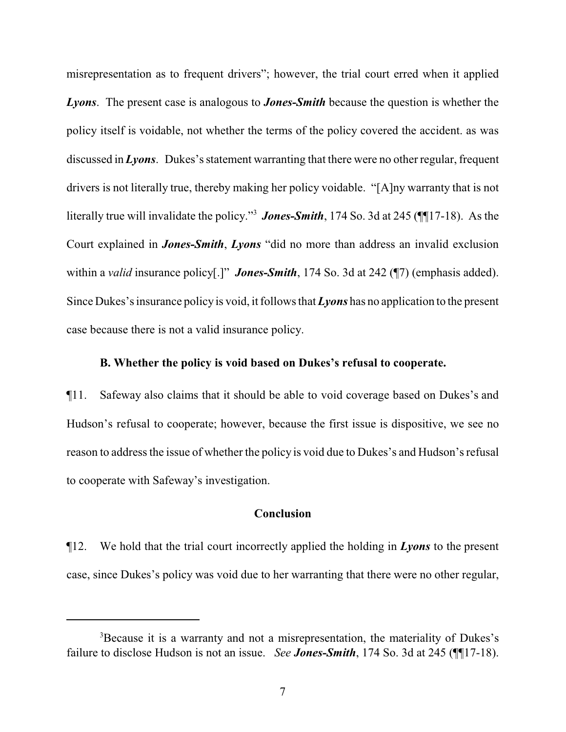misrepresentation as to frequent drivers"; however, the trial court erred when it applied ***Lyons***. The present case is analogous to ***Jones-Smith*** because the question is whether the policy itself is voidable, not whether the terms of the policy covered the accident. as was discussed in ***Lyons***. Dukes's statement warranting that there were no other regular, frequent drivers is not literally true, thereby making her policy voidable. "[A]ny warranty that is not literally true will invalidate the policy."[3] ***Jones-Smith***, 174 So. 3d at 245 (¶¶17-18). As the Court explained in ***Jones-Smith***, ***Lyons*** "did no more than address an invalid exclusion within a *valid* insurance policy[.]" ***Jones-Smith***, 174 So. 3d at 242 (¶7) (emphasis added). Since Dukes's insurance policy is void, it follows that ***Lyons*** has no application to the present case because there is not a valid insurance policy.

**B. Whether the policy is void based on Dukes's refusal to cooperate.**

¶11. Safeway also claims that it should be able to void coverage based on Dukes's and Hudson's refusal to cooperate; however, because the first issue is dispositive, we see no reason to address the issue of whether the policy is void due to Dukes's and Hudson's refusal to cooperate with Safeway's investigation.

**Conclusion**

¶12. We hold that the trial court incorrectly applied the holding in ***Lyons*** to the present case, since Dukes's policy was void due to her warranting that there were no other regular,

---

[3] Because it is a warranty and not a misrepresentation, the materiality of Dukes's failure to disclose Hudson is not an issue. *See* ***Jones-Smith***, 174 So. 3d at 245 (¶¶17-18).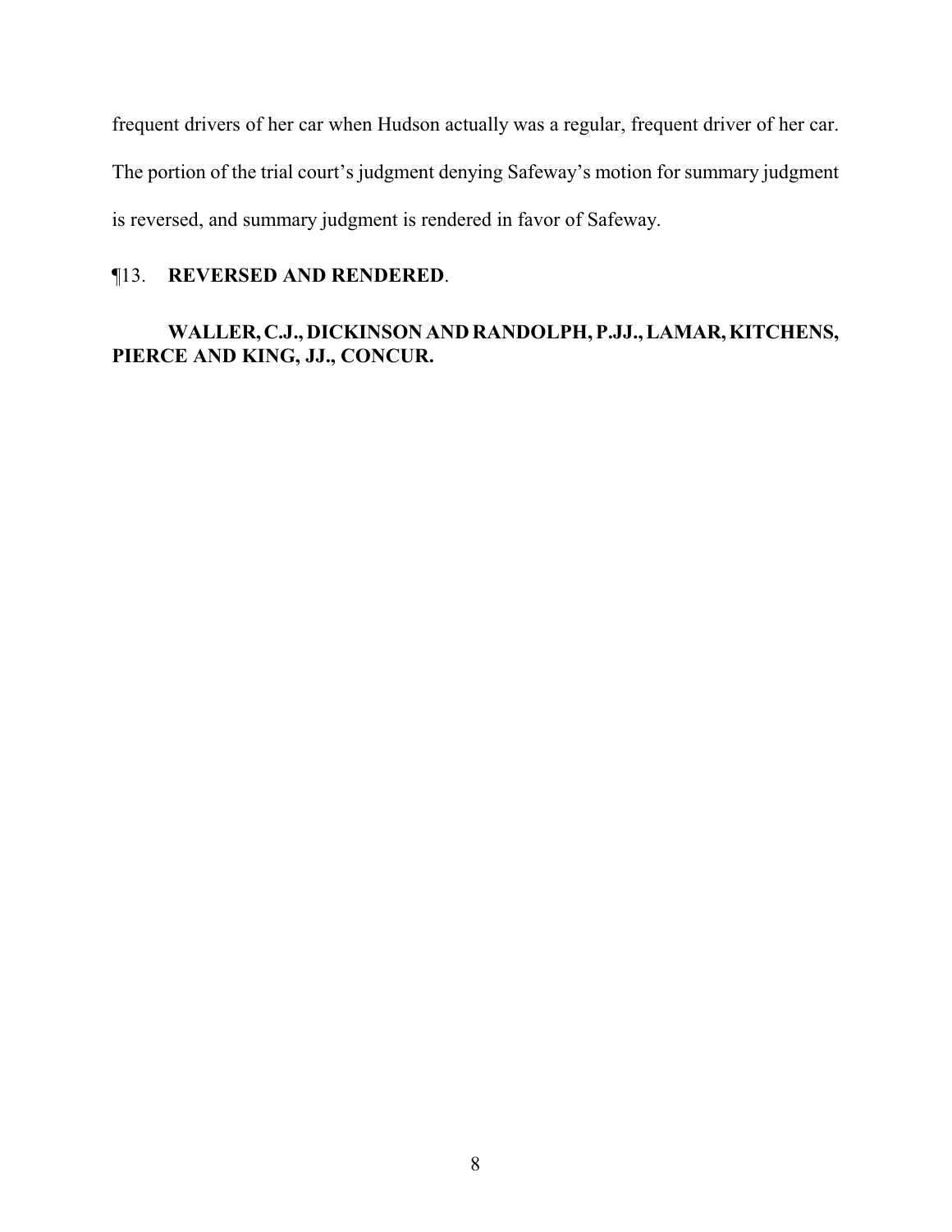frequent drivers of her car when Hudson actually was a regular, frequent driver of her car. The portion of the trial court's judgment denying Safeway's motion for summary judgment is reversed, and summary judgment is rendered in favor of Safeway.

¶13. **REVERSED AND RENDERED**.

**WALLER, C.J., DICKINSON AND RANDOLPH, P.JJ., LAMAR, KITCHENS, PIERCE AND KING, JJ., CONCUR.**